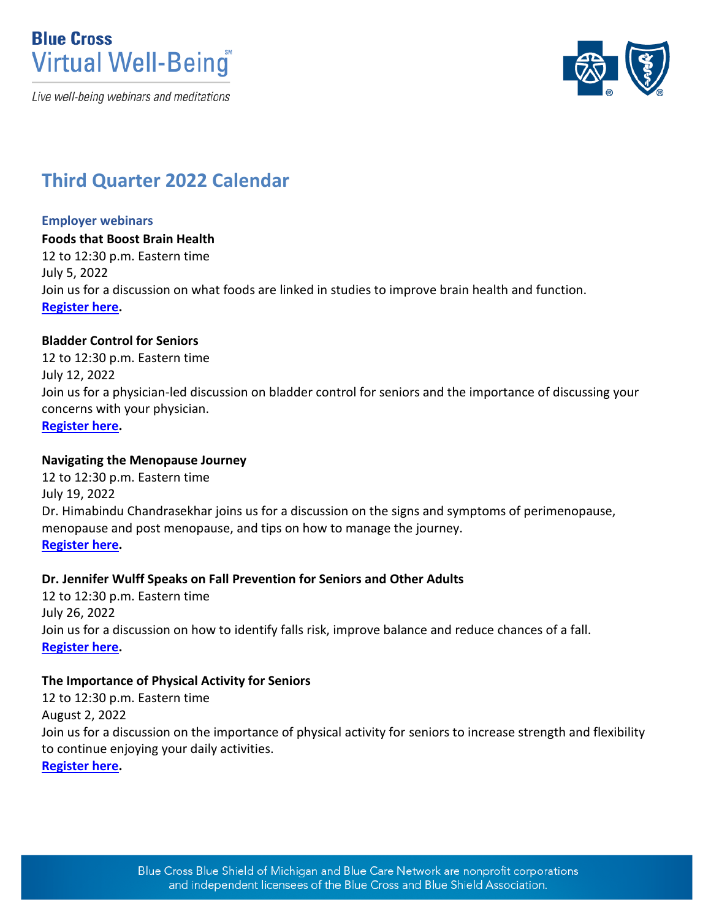**Blue Cross**
Virtual Well-Being[SM]

*Live well-being webinars and meditations*

# Third Quarter 2022 Calendar

### Employer webinars

**Foods that Boost Brain Health**
12 to 12:30 p.m. Eastern time
July 5, 2022
Join us for a discussion on what foods are linked in studies to improve brain health and function.
**Register here.**

**Bladder Control for Seniors**
12 to 12:30 p.m. Eastern time
July 12, 2022
Join us for a physician-led discussion on bladder control for seniors and the importance of discussing your concerns with your physician.
**Register here.**

**Navigating the Menopause Journey**
12 to 12:30 p.m. Eastern time
July 19, 2022
Dr. Himabindu Chandrasekhar joins us for a discussion on the signs and symptoms of perimenopause, menopause and post menopause, and tips on how to manage the journey.
**Register here.**

**Dr. Jennifer Wulff Speaks on Fall Prevention for Seniors and Other Adults**
12 to 12:30 p.m. Eastern time
July 26, 2022
Join us for a discussion on how to identify falls risk, improve balance and reduce chances of a fall.
**Register here.**

**The Importance of Physical Activity for Seniors**
12 to 12:30 p.m. Eastern time
August 2, 2022
Join us for a discussion on the importance of physical activity for seniors to increase strength and flexibility to continue enjoying your daily activities.
**Register here.**

Blue Cross Blue Shield of Michigan and Blue Care Network are nonprofit corporations and independent licensees of the Blue Cross and Blue Shield Association.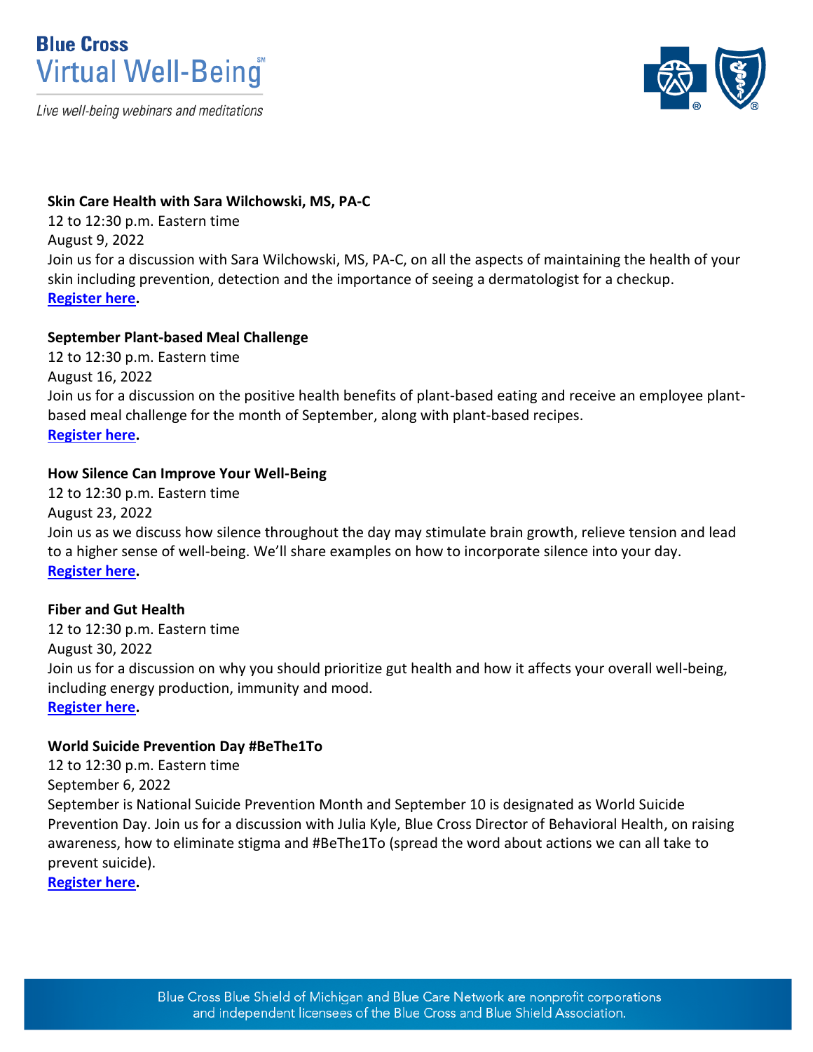**Skin Care Health with Sara Wilchowski, MS, PA-C**
12 to 12:30 p.m. Eastern time
August 9, 2022
Join us for a discussion with Sara Wilchowski, MS, PA-C, on all the aspects of maintaining the health of your skin including prevention, detection and the importance of seeing a dermatologist for a checkup.
**Register here.**

**September Plant-based Meal Challenge**
12 to 12:30 p.m. Eastern time
August 16, 2022
Join us for a discussion on the positive health benefits of plant-based eating and receive an employee plant-based meal challenge for the month of September, along with plant-based recipes.
**Register here.**

**How Silence Can Improve Your Well-Being**
12 to 12:30 p.m. Eastern time
August 23, 2022
Join us as we discuss how silence throughout the day may stimulate brain growth, relieve tension and lead to a higher sense of well-being. We'll share examples on how to incorporate silence into your day.
**Register here.**

**Fiber and Gut Health**
12 to 12:30 p.m. Eastern time
August 30, 2022
Join us for a discussion on why you should prioritize gut health and how it affects your overall well-being, including energy production, immunity and mood.
**Register here.**

**World Suicide Prevention Day #BeThe1To**
12 to 12:30 p.m. Eastern time
September 6, 2022
September is National Suicide Prevention Month and September 10 is designated as World Suicide Prevention Day. Join us for a discussion with Julia Kyle, Blue Cross Director of Behavioral Health, on raising awareness, how to eliminate stigma and #BeThe1To (spread the word about actions we can all take to prevent suicide).
**Register here.**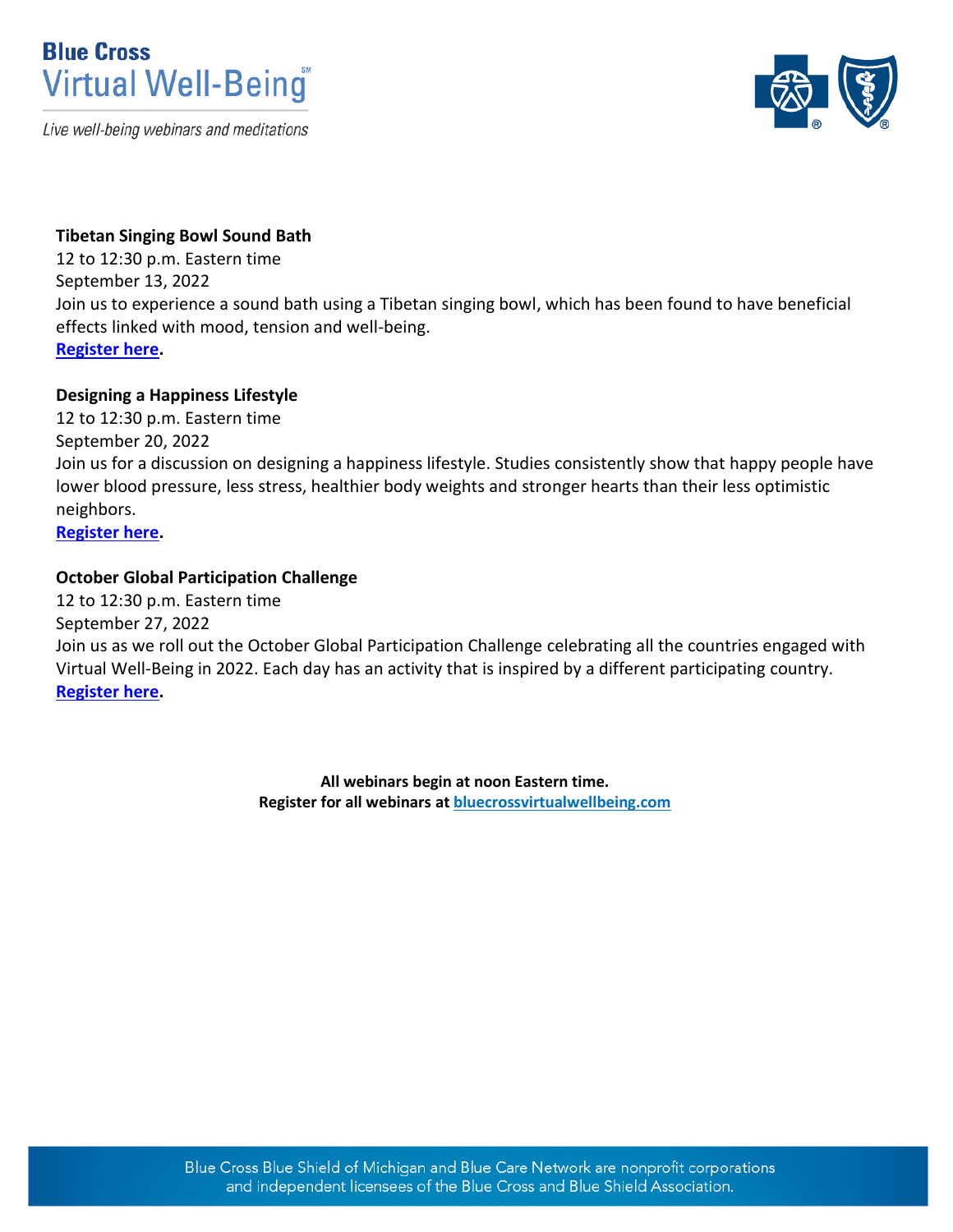**Tibetan Singing Bowl Sound Bath**
12 to 12:30 p.m. Eastern time
September 13, 2022
Join us to experience a sound bath using a Tibetan singing bowl, which has been found to have beneficial effects linked with mood, tension and well-being.
**Register here.**

**Designing a Happiness Lifestyle**
12 to 12:30 p.m. Eastern time
September 20, 2022
Join us for a discussion on designing a happiness lifestyle. Studies consistently show that happy people have lower blood pressure, less stress, healthier body weights and stronger hearts than their less optimistic neighbors.
**Register here.**

**October Global Participation Challenge**
12 to 12:30 p.m. Eastern time
September 27, 2022
Join us as we roll out the October Global Participation Challenge celebrating all the countries engaged with Virtual Well-Being in 2022. Each day has an activity that is inspired by a different participating country.
**Register here.**

**All webinars begin at noon Eastern time.**
**Register for all webinars at bluecrossvirtualwellbeing.com**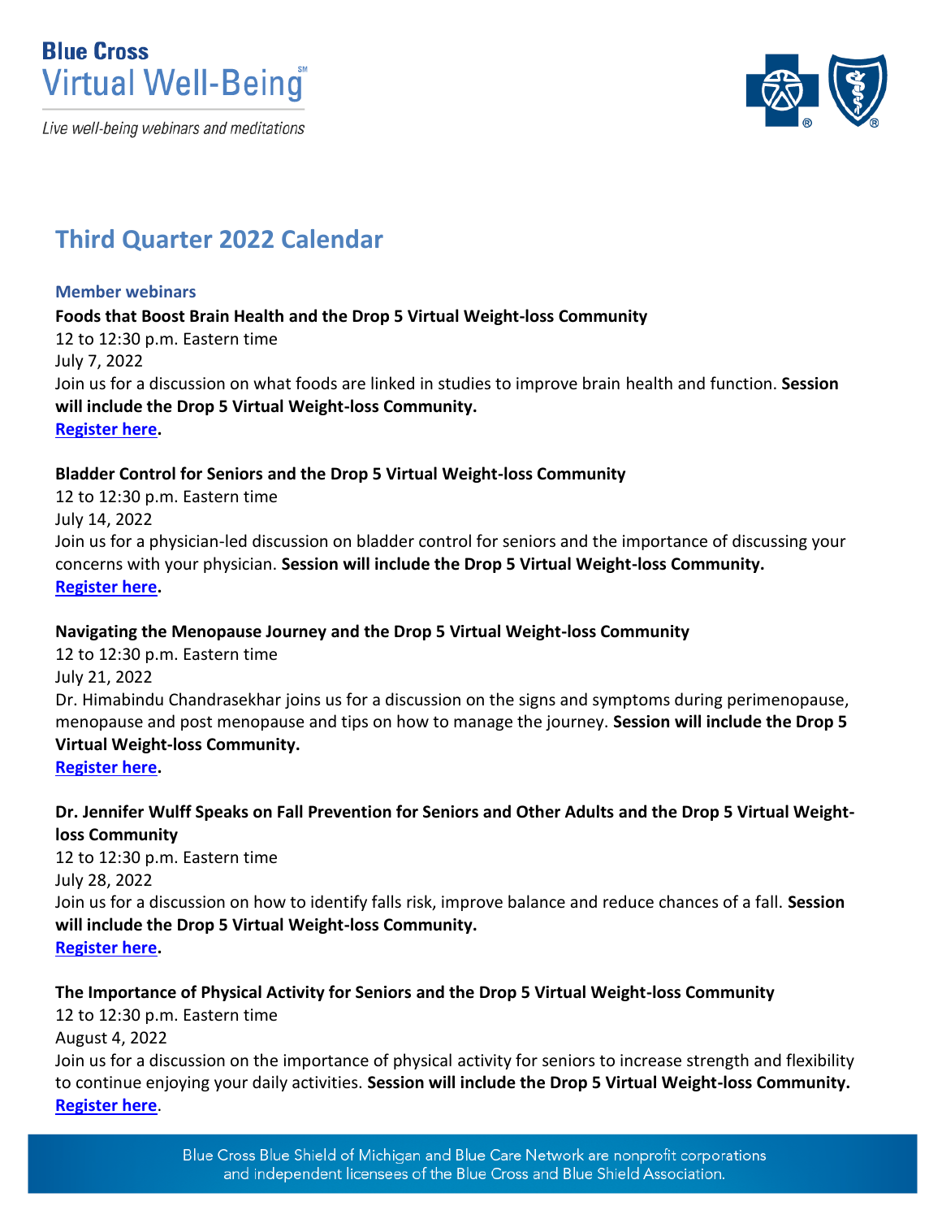**Blue Cross**
**Virtual Well-Being**℠

*Live well-being webinars and meditations*

# Third Quarter 2022 Calendar

## Member webinars

**Foods that Boost Brain Health and the Drop 5 Virtual Weight-loss Community**
12 to 12:30 p.m. Eastern time
July 7, 2022
Join us for a discussion on what foods are linked in studies to improve brain health and function. **Session will include the Drop 5 Virtual Weight-loss Community.**
**Register here.**

**Bladder Control for Seniors and the Drop 5 Virtual Weight-loss Community**
12 to 12:30 p.m. Eastern time
July 14, 2022
Join us for a physician-led discussion on bladder control for seniors and the importance of discussing your concerns with your physician. **Session will include the Drop 5 Virtual Weight-loss Community.**
**Register here.**

**Navigating the Menopause Journey and the Drop 5 Virtual Weight-loss Community**
12 to 12:30 p.m. Eastern time
July 21, 2022
Dr. Himabindu Chandrasekhar joins us for a discussion on the signs and symptoms during perimenopause, menopause and post menopause and tips on how to manage the journey. **Session will include the Drop 5 Virtual Weight-loss Community.**
**Register here.**

**Dr. Jennifer Wulff Speaks on Fall Prevention for Seniors and Other Adults and the Drop 5 Virtual Weight-loss Community**
12 to 12:30 p.m. Eastern time
July 28, 2022
Join us for a discussion on how to identify falls risk, improve balance and reduce chances of a fall. **Session will include the Drop 5 Virtual Weight-loss Community.**
**Register here.**

**The Importance of Physical Activity for Seniors and the Drop 5 Virtual Weight-loss Community**
12 to 12:30 p.m. Eastern time
August 4, 2022
Join us for a discussion on the importance of physical activity for seniors to increase strength and flexibility to continue enjoying your daily activities. **Session will include the Drop 5 Virtual Weight-loss Community.**
**Register here.**

Blue Cross Blue Shield of Michigan and Blue Care Network are nonprofit corporations and independent licensees of the Blue Cross and Blue Shield Association.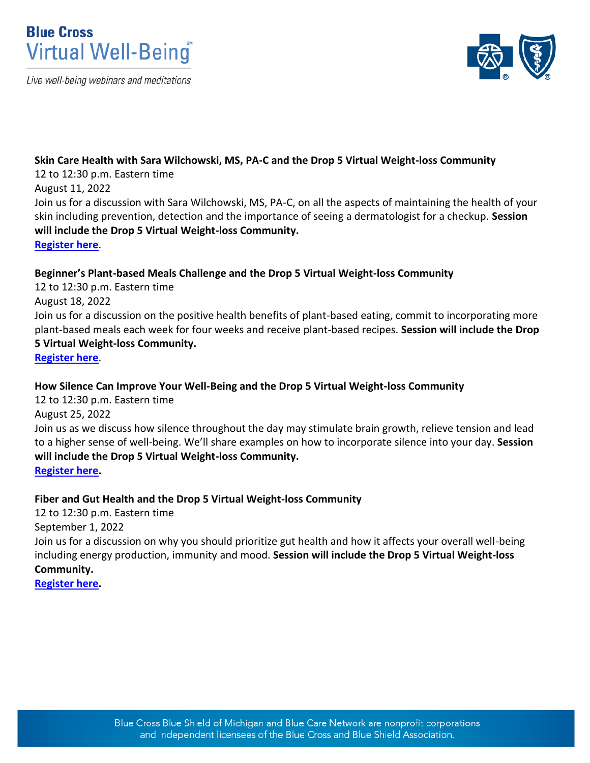**Blue Cross Virtual Well-Being℠**

*Live well-being webinars and meditations*

**Skin Care Health with Sara Wilchowski, MS, PA-C and the Drop 5 Virtual Weight-loss Community**
12 to 12:30 p.m. Eastern time
August 11, 2022
Join us for a discussion with Sara Wilchowski, MS, PA-C, on all the aspects of maintaining the health of your skin including prevention, detection and the importance of seeing a dermatologist for a checkup. **Session will include the Drop 5 Virtual Weight-loss Community.**
**Register here**.

**Beginner's Plant-based Meals Challenge and the Drop 5 Virtual Weight-loss Community**
12 to 12:30 p.m. Eastern time
August 18, 2022
Join us for a discussion on the positive health benefits of plant-based eating, commit to incorporating more plant-based meals each week for four weeks and receive plant-based recipes. **Session will include the Drop 5 Virtual Weight-loss Community.**
**Register here**.

**How Silence Can Improve Your Well-Being and the Drop 5 Virtual Weight-loss Community**
12 to 12:30 p.m. Eastern time
August 25, 2022
Join us as we discuss how silence throughout the day may stimulate brain growth, relieve tension and lead to a higher sense of well-being. We'll share examples on how to incorporate silence into your day. **Session will include the Drop 5 Virtual Weight-loss Community.**
**Register here.**

**Fiber and Gut Health and the Drop 5 Virtual Weight-loss Community**
12 to 12:30 p.m. Eastern time
September 1, 2022
Join us for a discussion on why you should prioritize gut health and how it affects your overall well-being including energy production, immunity and mood. **Session will include the Drop 5 Virtual Weight-loss Community.**
**Register here.**

Blue Cross Blue Shield of Michigan and Blue Care Network are nonprofit corporations and independent licensees of the Blue Cross and Blue Shield Association.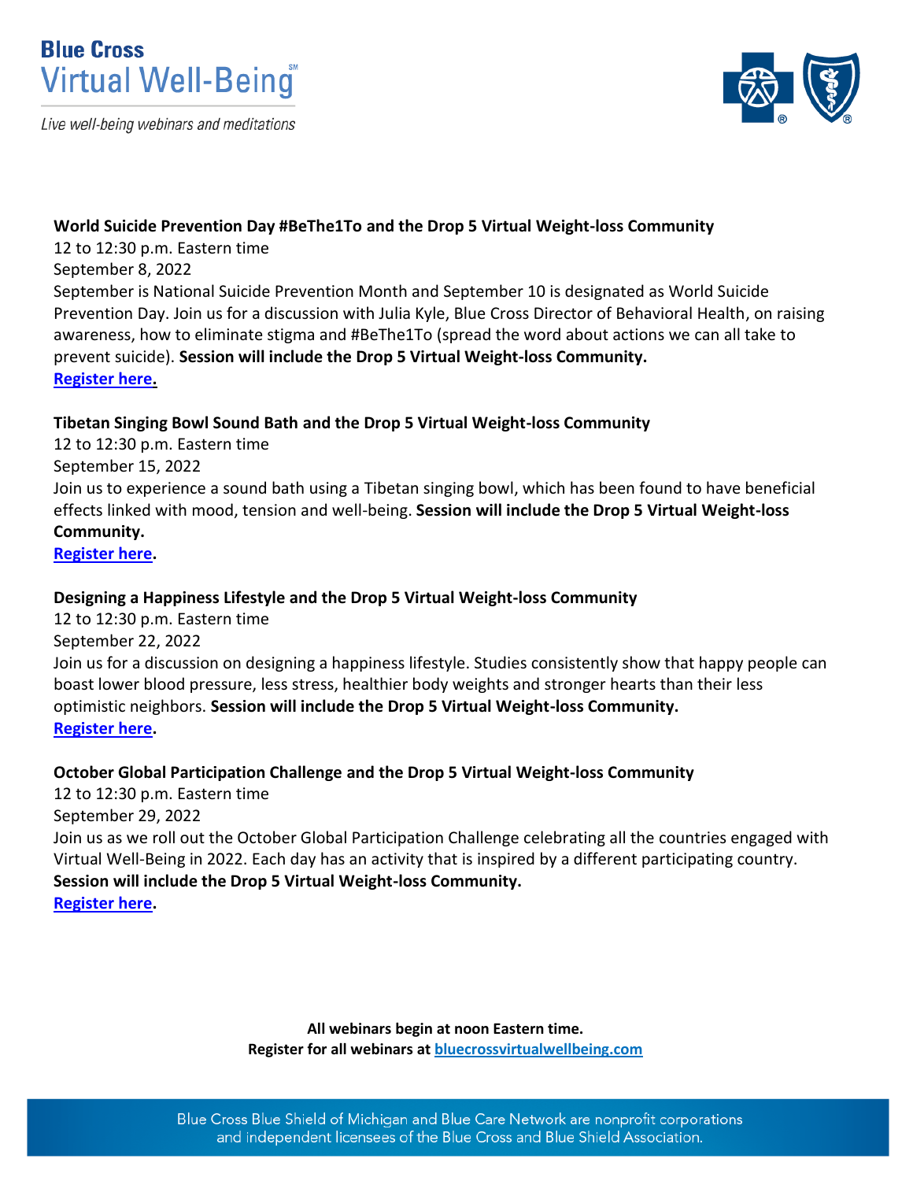**Blue Cross Virtual Well-Being℠**

*Live well-being webinars and meditations*

**World Suicide Prevention Day #BeThe1To and the Drop 5 Virtual Weight-loss Community**
12 to 12:30 p.m. Eastern time
September 8, 2022
September is National Suicide Prevention Month and September 10 is designated as World Suicide Prevention Day. Join us for a discussion with Julia Kyle, Blue Cross Director of Behavioral Health, on raising awareness, how to eliminate stigma and #BeThe1To (spread the word about actions we can all take to prevent suicide). **Session will include the Drop 5 Virtual Weight-loss Community.**
**Register here.**

**Tibetan Singing Bowl Sound Bath and the Drop 5 Virtual Weight-loss Community**
12 to 12:30 p.m. Eastern time
September 15, 2022
Join us to experience a sound bath using a Tibetan singing bowl, which has been found to have beneficial effects linked with mood, tension and well-being. **Session will include the Drop 5 Virtual Weight-loss Community.**
**Register here.**

**Designing a Happiness Lifestyle and the Drop 5 Virtual Weight-loss Community**
12 to 12:30 p.m. Eastern time
September 22, 2022
Join us for a discussion on designing a happiness lifestyle. Studies consistently show that happy people can boast lower blood pressure, less stress, healthier body weights and stronger hearts than their less optimistic neighbors. **Session will include the Drop 5 Virtual Weight-loss Community.**
**Register here.**

**October Global Participation Challenge and the Drop 5 Virtual Weight-loss Community**
12 to 12:30 p.m. Eastern time
September 29, 2022
Join us as we roll out the October Global Participation Challenge celebrating all the countries engaged with Virtual Well-Being in 2022. Each day has an activity that is inspired by a different participating country.
**Session will include the Drop 5 Virtual Weight-loss Community.**
**Register here.**

**All webinars begin at noon Eastern time.**
**Register for all webinars at bluecrossvirtualwellbeing.com**

Blue Cross Blue Shield of Michigan and Blue Care Network are nonprofit corporations and independent licensees of the Blue Cross and Blue Shield Association.